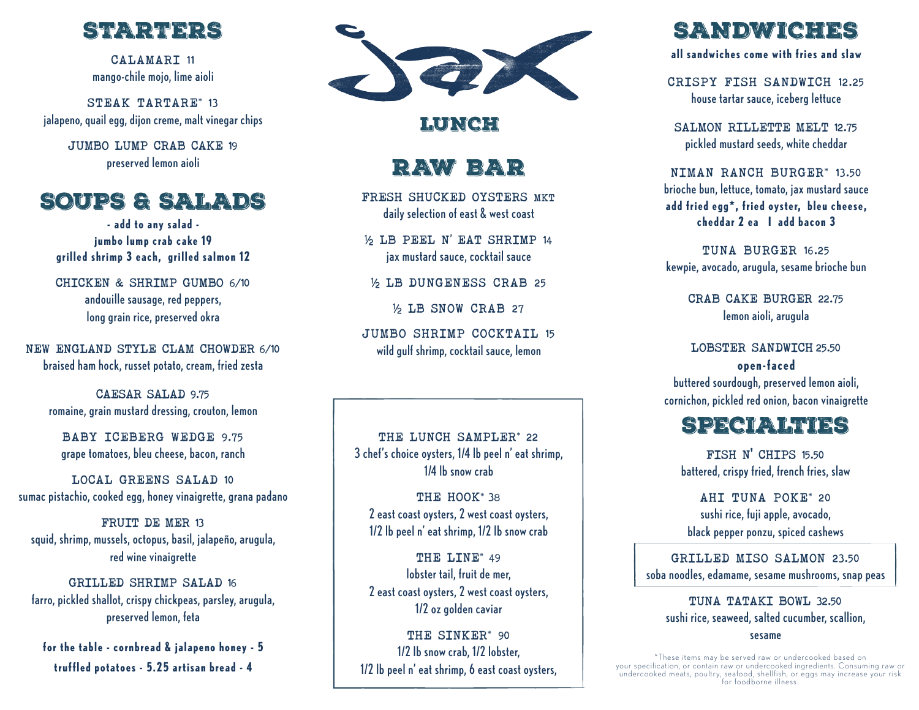# jax

## LUNCH

## STARTERS

**CALAMARI** 11
mango-chile mojo, lime aioli

**STEAK TARTARE*** 13
jalapeno, quail egg, dijon creme, malt vinegar chips

**JUMBO LUMP CRAB CAKE** 19
preserved lemon aioli

## SOUPS & SALADS

**- add to any salad -**
**jumbo lump crab cake 19**
**grilled shrimp 3 each, grilled salmon 12**

**CHICKEN & SHRIMP GUMBO** 6/10
andouille sausage, red peppers, long grain rice, preserved okra

**NEW ENGLAND STYLE CLAM CHOWDER** 6/10
braised ham hock, russet potato, cream, fried zesta

**CAESAR SALAD** 9.75
romaine, grain mustard dressing, crouton, lemon

**BABY ICEBERG WEDGE** 9.75
grape tomatoes, bleu cheese, bacon, ranch

**LOCAL GREENS SALAD** 10
sumac pistachio, cooked egg, honey vinaigrette, grana padano

**FRUIT DE MER** 13
squid, shrimp, mussels, octopus, basil, jalapeño, arugula, red wine vinaigrette

**GRILLED SHRIMP SALAD** 16
farro, pickled shallot, crispy chickpeas, parsley, arugula, preserved lemon, feta

**for the table - cornbread & jalapeno honey - 5**
**truffled potatoes - 5.25 artisan bread - 4**

## RAW BAR

**FRESH SHUCKED OYSTERS** MKT
daily selection of east & west coast

**½ LB PEEL N' EAT SHRIMP** 14
jax mustard sauce, cocktail sauce

**½ LB DUNGENESS CRAB** 25

**½ LB SNOW CRAB** 27

**JUMBO SHRIMP COCKTAIL** 15
wild gulf shrimp, cocktail sauce, lemon

**THE LUNCH SAMPLER*** 22
3 chef's choice oysters, 1/4 lb peel n' eat shrimp, 1/4 lb snow crab

**THE HOOK*** 38
2 east coast oysters, 2 west coast oysters, 1/2 lb peel n' eat shrimp, 1/2 lb snow crab

**THE LINE*** 49
lobster tail, fruit de mer, 2 east coast oysters, 2 west coast oysters, 1/2 oz golden caviar

**THE SINKER*** 90
1/2 lb snow crab, 1/2 lobster, 1/2 lb peel n' eat shrimp, 6 east coast oysters,

## SANDWICHES

**all sandwiches come with fries and slaw**

**CRISPY FISH SANDWICH** 12.25
house tartar sauce, iceberg lettuce

**SALMON RILLETTE MELT** 12.75
pickled mustard seeds, white cheddar

**NIMAN RANCH BURGER*** 13.50
brioche bun, lettuce, tomato, jax mustard sauce
**add fried egg*, fried oyster, bleu cheese, cheddar 2 ea | add bacon 3**

**TUNA BURGER** 16.25
kewpie, avocado, arugula, sesame brioche bun

**CRAB CAKE BURGER** 22.75
lemon aioli, arugula

**LOBSTER SANDWICH** 25.50
**open-faced**
buttered sourdough, preserved lemon aioli, cornichon, pickled red onion, bacon vinaigrette

## SPECIALTIES

**FISH N' CHIPS** 15.50
battered, crispy fried, french fries, slaw

**AHI TUNA POKE*** 20
sushi rice, fuji apple, avocado, black pepper ponzu, spiced cashews

**GRILLED MISO SALMON** 23.50
soba noodles, edamame, sesame mushrooms, snap peas

**TUNA TATAKI BOWL** 32.50
sushi rice, seaweed, salted cucumber, scallion, sesame

*These items may be served raw or undercooked based on your specification, or contain raw or undercooked ingredients. Consuming raw or undercooked meats, poultry, seafood, shellfish, or eggs may increase your risk for foodborne illness.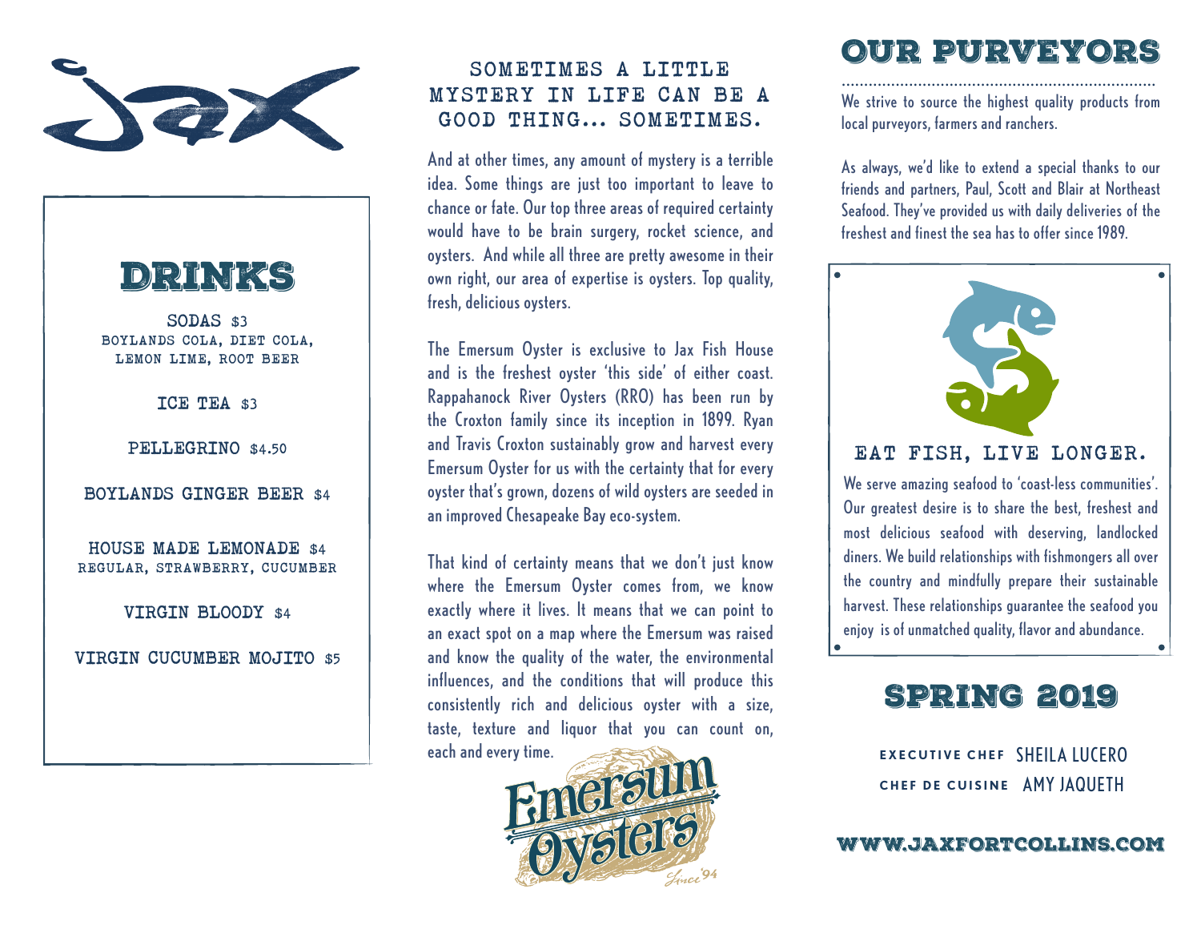jax

# DRINKS

SODAS $3
BOYLANDS COLA, DIET COLA, LEMON LIME, ROOT BEER

ICE TEA $3

PELLEGRINO $4.50

BOYLANDS GINGER BEER $4

HOUSE MADE LEMONADE $4
REGULAR, STRAWBERRY, CUCUMBER

VIRGIN BLOODY $4

VIRGIN CUCUMBER MOJITO $5

## SOMETIMES A LITTLE MYSTERY IN LIFE CAN BE A GOOD THING... SOMETIMES.

And at other times, any amount of mystery is a terrible idea. Some things are just too important to leave to chance or fate. Our top three areas of required certainty would have to be brain surgery, rocket science, and oysters. And while all three are pretty awesome in their own right, our area of expertise is oysters. Top quality, fresh, delicious oysters.

The Emersum Oyster is exclusive to Jax Fish House and is the freshest oyster 'this side' of either coast. Rappahanock River Oysters (RRO) has been run by the Croxton family since its inception in 1899. Ryan and Travis Croxton sustainably grow and harvest every Emersum Oyster for us with the certainty that for every oyster that's grown, dozens of wild oysters are seeded in an improved Chesapeake Bay eco-system.

That kind of certainty means that we don't just know where the Emersum Oyster comes from, we know exactly where it lives. It means that we can point to an exact spot on a map where the Emersum was raised and know the quality of the water, the environmental influences, and the conditions that will produce this consistently rich and delicious oyster with a size, taste, texture and liquor that you can count on, each and every time.

Emersum Oysters Since '94

# OUR PURVEYORS

We strive to source the highest quality products from local purveyors, farmers and ranchers.

As always, we'd like to extend a special thanks to our friends and partners, Paul, Scott and Blair at Northeast Seafood. They've provided us with daily deliveries of the freshest and finest the sea has to offer since 1989.

## EAT FISH, LIVE LONGER.

We serve amazing seafood to 'coast-less communities'. Our greatest desire is to share the best, freshest and most delicious seafood with deserving, landlocked diners. We build relationships with fishmongers all over the country and mindfully prepare their sustainable harvest. These relationships guarantee the seafood you enjoy is of unmatched quality, flavor and abundance.

# SPRING 2019

**EXECUTIVE CHEF** SHEILA LUCERO
**CHEF DE CUISINE** AMY JAQUETH

WWW.JAXFORTCOLLINS.COM